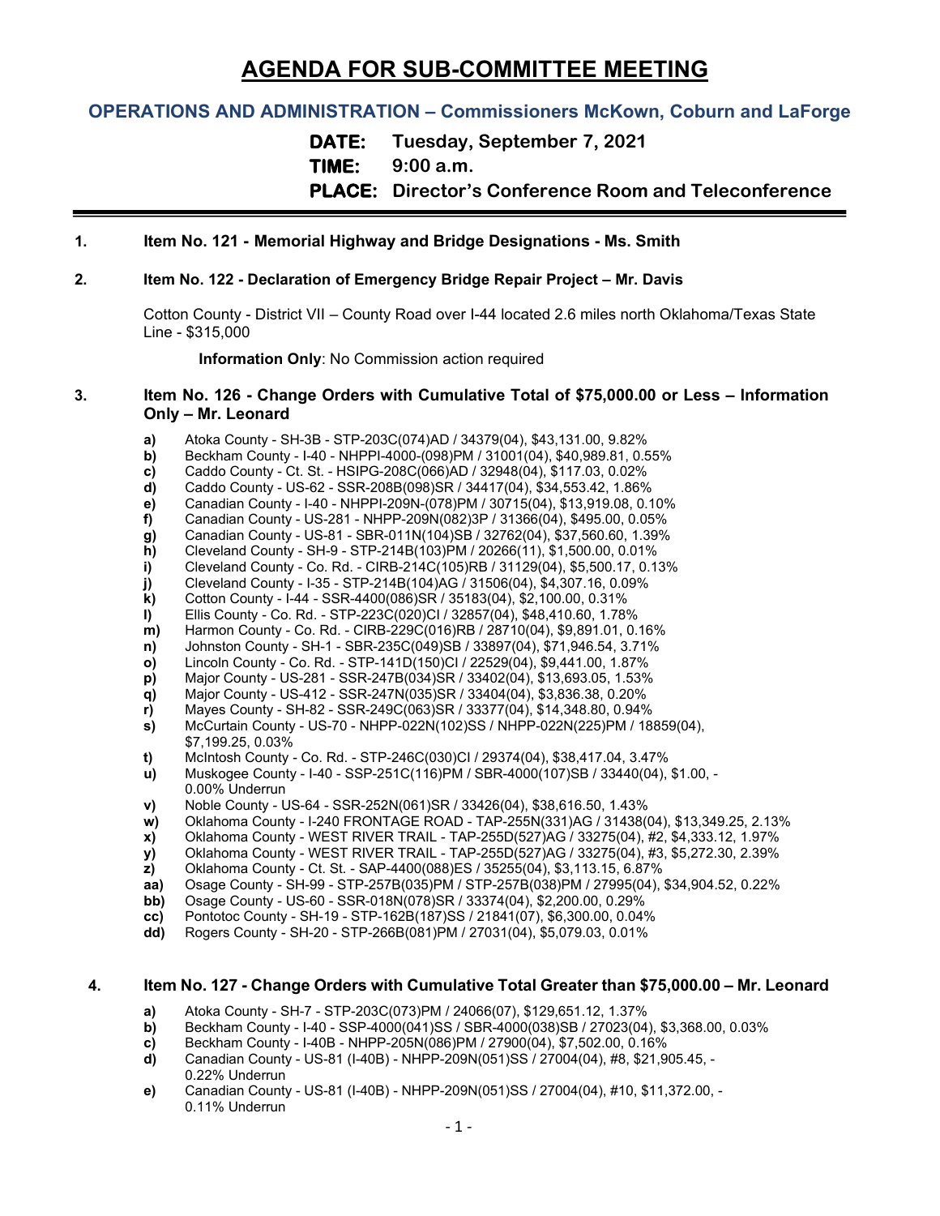# AGENDA FOR SUB-COMMITTEE MEETING

## OPERATIONS AND ADMINISTRATION – Commissioners McKown, Coburn and LaForge

**DATE:** Tuesday, September 7, 2021
**TIME:** 9:00 a.m.
**PLACE:** Director's Conference Room and Teleconference

---

**1. Item No. 121 - Memorial Highway and Bridge Designations - Ms. Smith**

**2. Item No. 122 - Declaration of Emergency Bridge Repair Project – Mr. Davis**

Cotton County - District VII – County Road over I-44 located 2.6 miles north Oklahoma/Texas State Line - $315,000

**Information Only**: No Commission action required

**3. Item No. 126 - Change Orders with Cumulative Total of $75,000.00 or Less – Information Only – Mr. Leonard**

- **a)** Atoka County - SH-3B - STP-203C(074)AD / 34379(04), $43,131.00, 9.82%
- **b)** Beckham County - I-40 - NHPPI-4000-(098)PM / 31001(04), $40,989.81, 0.55%
- **c)** Caddo County - Ct. St. - HSIPG-208C(066)AD / 32948(04), $117.03, 0.02%
- **d)** Caddo County - US-62 - SSR-208B(098)SR / 34417(04), $34,553.42, 1.86%
- **e)** Canadian County - I-40 - NHPPI-209N-(078)PM / 30715(04), $13,919.08, 0.10%
- **f)** Canadian County - US-281 - NHPP-209N(082)3P / 31366(04), $495.00, 0.05%
- **g)** Canadian County - US-81 - SBR-011N(104)SB / 32762(04), $37,560.60, 1.39%
- **h)** Cleveland County - SH-9 - STP-214B(103)PM / 20266(11), $1,500.00, 0.01%
- **i)** Cleveland County - Co. Rd. - CIRB-214C(105)RB / 31129(04), $5,500.17, 0.13%
- **j)** Cleveland County - I-35 - STP-214B(104)AG / 31506(04), $4,307.16, 0.09%
- **k)** Cotton County - I-44 - SSR-4400(086)SR / 35183(04), $2,100.00, 0.31%
- **l)** Ellis County - Co. Rd. - STP-223C(020)CI / 32857(04), $48,410.60, 1.78%
- **m)** Harmon County - Co. Rd. - CIRB-229C(016)RB / 28710(04), $9,891.01, 0.16%
- **n)** Johnston County - SH-1 - SBR-235C(049)SB / 33897(04), $71,946.54, 3.71%
- **o)** Lincoln County - Co. Rd. - STP-141D(150)CI / 22529(04), $9,441.00, 1.87%
- **p)** Major County - US-281 - SSR-247B(034)SR / 33402(04), $13,693.05, 1.53%
- **q)** Major County - US-412 - SSR-247N(035)SR / 33404(04), $3,836.38, 0.20%
- **r)** Mayes County - SH-82 - SSR-249C(063)SR / 33377(04), $14,348.80, 0.94%
- **s)** McCurtain County - US-70 - NHPP-022N(102)SS / NHPP-022N(225)PM / 18859(04), $7,199.25, 0.03%
- **t)** McIntosh County - Co. Rd. - STP-246C(030)CI / 29374(04), $38,417.04, 3.47%
- **u)** Muskogee County - I-40 - SSP-251C(116)PM / SBR-4000(107)SB / 33440(04), $1.00, -0.00% Underrun
- **v)** Noble County - US-64 - SSR-252N(061)SR / 33426(04), $38,616.50, 1.43%
- **w)** Oklahoma County - I-240 FRONTAGE ROAD - TAP-255N(331)AG / 31438(04), $13,349.25, 2.13%
- **x)** Oklahoma County - WEST RIVER TRAIL - TAP-255D(527)AG / 33275(04), #2, $4,333.12, 1.97%
- **y)** Oklahoma County - WEST RIVER TRAIL - TAP-255D(527)AG / 33275(04), #3, $5,272.30, 2.39%
- **z)** Oklahoma County - Ct. St. - SAP-4400(088)ES / 35255(04), $3,113.15, 6.87%
- **aa)** Osage County - SH-99 - STP-257B(035)PM / STP-257B(038)PM / 27995(04), $34,904.52, 0.22%
- **bb)** Osage County - US-60 - SSR-018N(078)SR / 33374(04), $2,200.00, 0.29%
- **cc)** Pontotoc County - SH-19 - STP-162B(187)SS / 21841(07), $6,300.00, 0.04%
- **dd)** Rogers County - SH-20 - STP-266B(081)PM / 27031(04), $5,079.03, 0.01%

**4. Item No. 127 - Change Orders with Cumulative Total Greater than $75,000.00 – Mr. Leonard**

- **a)** Atoka County - SH-7 - STP-203C(073)PM / 24066(07), $129,651.12, 1.37%
- **b)** Beckham County - I-40 - SSP-4000(041)SS / SBR-4000(038)SB / 27023(04), $3,368.00, 0.03%
- **c)** Beckham County - I-40B - NHPP-205N(086)PM / 27900(04), $7,502.00, 0.16%
- **d)** Canadian County - US-81 (I-40B) - NHPP-209N(051)SS / 27004(04), #8, $21,905.45, -0.22% Underrun
- **e)** Canadian County - US-81 (I-40B) - NHPP-209N(051)SS / 27004(04), #10, $11,372.00, -0.11% Underrun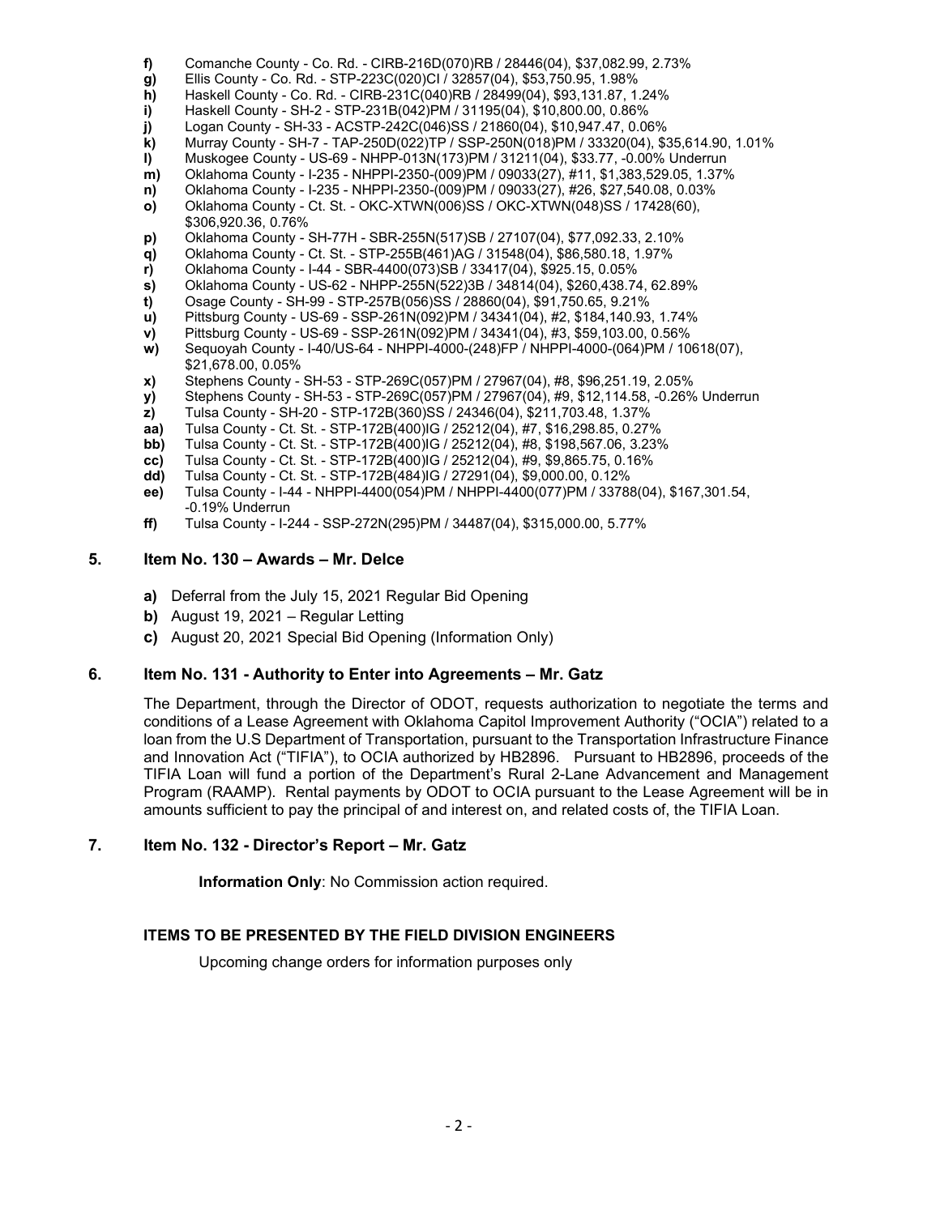- **f)** Comanche County - Co. Rd. - CIRB-216D(070)RB / 28446(04), $37,082.99, 2.73%
- **g)** Ellis County - Co. Rd. - STP-223C(020)CI / 32857(04), $53,750.95, 1.98%
- **h)** Haskell County - Co. Rd. - CIRB-231C(040)RB / 28499(04), $93,131.87, 1.24%
- **i)** Haskell County - SH-2 - STP-231B(042)PM / 31195(04), $10,800.00, 0.86%
- **j)** Logan County - SH-33 - ACSTP-242C(046)SS / 21860(04), $10,947.47, 0.06%
- **k)** Murray County - SH-7 - TAP-250D(022)TP / SSP-250N(018)PM / 33320(04), $35,614.90, 1.01%
- **l)** Muskogee County - US-69 - NHPP-013N(173)PM / 31211(04), $33.77, -0.00% Underrun
- **m)** Oklahoma County - I-235 - NHPPI-2350-(009)PM / 09033(27), #11, $1,383,529.05, 1.37%
- **n)** Oklahoma County - I-235 - NHPPI-2350-(009)PM / 09033(27), #26, $27,540.08, 0.03%
- **o)** Oklahoma County - Ct. St. - OKC-XTWN(006)SS / OKC-XTWN(048)SS / 17428(60), $306,920.36, 0.76%
- **p)** Oklahoma County - SH-77H - SBR-255N(517)SB / 27107(04), $77,092.33, 2.10%
- **q)** Oklahoma County - Ct. St. - STP-255B(461)AG / 31548(04), $86,580.18, 1.97%
- **r)** Oklahoma County - I-44 - SBR-4400(073)SB / 33417(04), $925.15, 0.05%
- **s)** Oklahoma County - US-62 - NHPP-255N(522)3B / 34814(04), $260,438.74, 62.89%
- **t)** Osage County - SH-99 - STP-257B(056)SS / 28860(04), $91,750.65, 9.21%
- **u)** Pittsburg County - US-69 - SSP-261N(092)PM / 34341(04), #2, $184,140.93, 1.74%
- **v)** Pittsburg County - US-69 - SSP-261N(092)PM / 34341(04), #3, $59,103.00, 0.56%
- **w)** Sequoyah County - I-40/US-64 - NHPPI-4000-(248)FP / NHPPI-4000-(064)PM / 10618(07), $21,678.00, 0.05%
- **x)** Stephens County - SH-53 - STP-269C(057)PM / 27967(04), #8, $96,251.19, 2.05%
- **y)** Stephens County - SH-53 - STP-269C(057)PM / 27967(04), #9, $12,114.58, -0.26% Underrun
- **z)** Tulsa County - SH-20 - STP-172B(360)SS / 24346(04), $211,703.48, 1.37%
- **aa)** Tulsa County - Ct. St. - STP-172B(400)IG / 25212(04), #7, $16,298.85, 0.27%
- **bb)** Tulsa County - Ct. St. - STP-172B(400)IG / 25212(04), #8, $198,567.06, 3.23%
- **cc)** Tulsa County - Ct. St. - STP-172B(400)IG / 25212(04), #9, $9,865.75, 0.16%
- **dd)** Tulsa County - Ct. St. - STP-172B(484)IG / 27291(04), $9,000.00, 0.12%
- **ee)** Tulsa County - I-44 - NHPPI-4400(054)PM / NHPPI-4400(077)PM / 33788(04), $167,301.54, -0.19% Underrun
- **ff)** Tulsa County - I-244 - SSP-272N(295)PM / 34487(04), $315,000.00, 5.77%

## 5. Item No. 130 – Awards – Mr. Delce

- **a)** Deferral from the July 15, 2021 Regular Bid Opening
- **b)** August 19, 2021 – Regular Letting
- **c)** August 20, 2021 Special Bid Opening (Information Only)

## 6. Item No. 131 - Authority to Enter into Agreements – Mr. Gatz

The Department, through the Director of ODOT, requests authorization to negotiate the terms and conditions of a Lease Agreement with Oklahoma Capitol Improvement Authority ("OCIA") related to a loan from the U.S Department of Transportation, pursuant to the Transportation Infrastructure Finance and Innovation Act ("TIFIA"), to OCIA authorized by HB2896. Pursuant to HB2896, proceeds of the TIFIA Loan will fund a portion of the Department's Rural 2-Lane Advancement and Management Program (RAAMP). Rental payments by ODOT to OCIA pursuant to the Lease Agreement will be in amounts sufficient to pay the principal of and interest on, and related costs of, the TIFIA Loan.

## 7. Item No. 132 - Director's Report – Mr. Gatz

**Information Only**: No Commission action required.

### ITEMS TO BE PRESENTED BY THE FIELD DIVISION ENGINEERS

Upcoming change orders for information purposes only